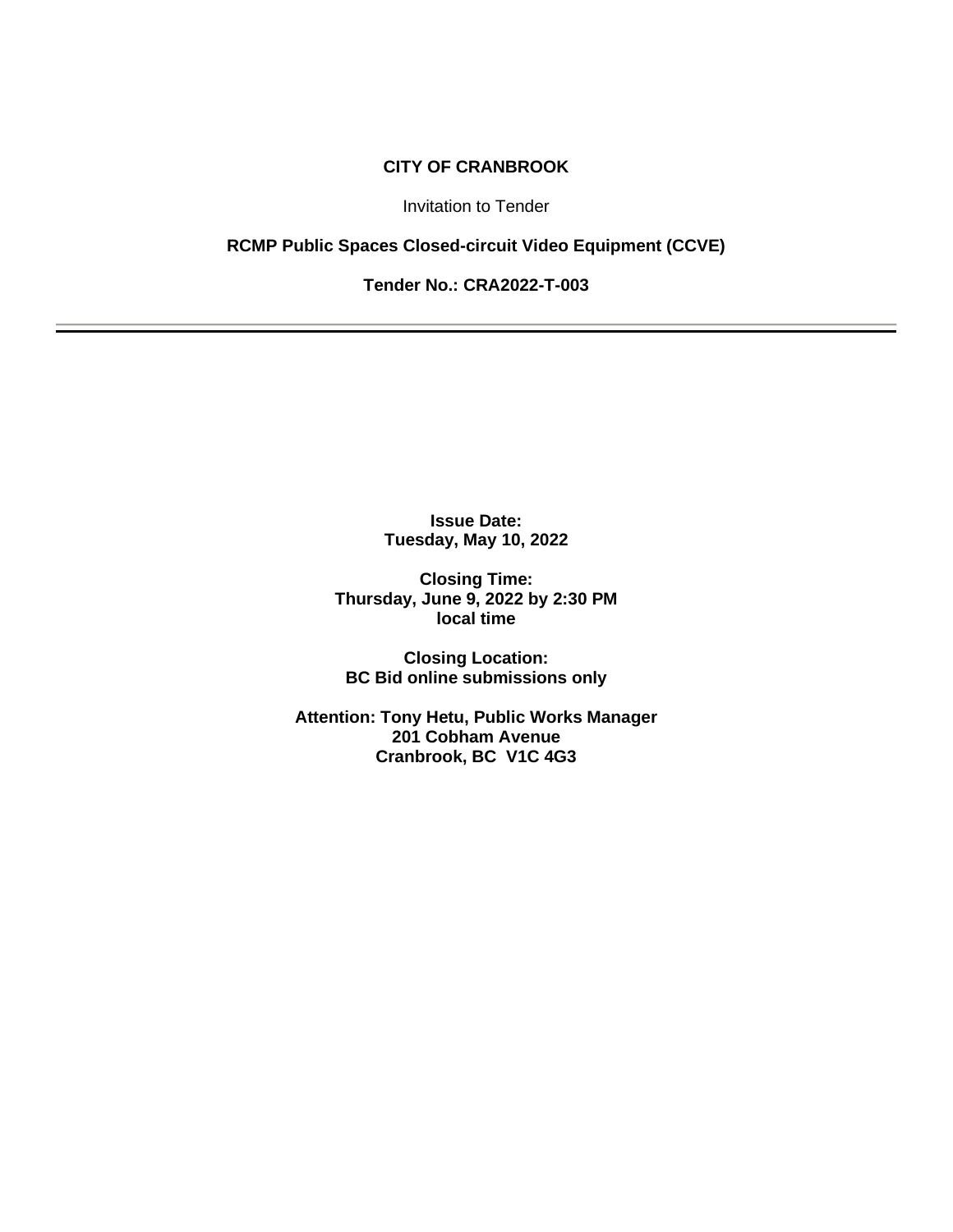# CITY OF CRANBROOK

Invitation to Tender

**RCMP Public Spaces Closed-circuit Video Equipment (CCVE)**

**Tender No.: CRA2022-T-003**

---

**Issue Date:**
**Tuesday, May 10, 2022**

**Closing Time:**
**Thursday, June 9, 2022 by 2:30 PM**
**local time**

**Closing Location:**
**BC Bid online submissions only**

**Attention: Tony Hetu, Public Works Manager**
**201 Cobham Avenue**
**Cranbrook, BC V1C 4G3**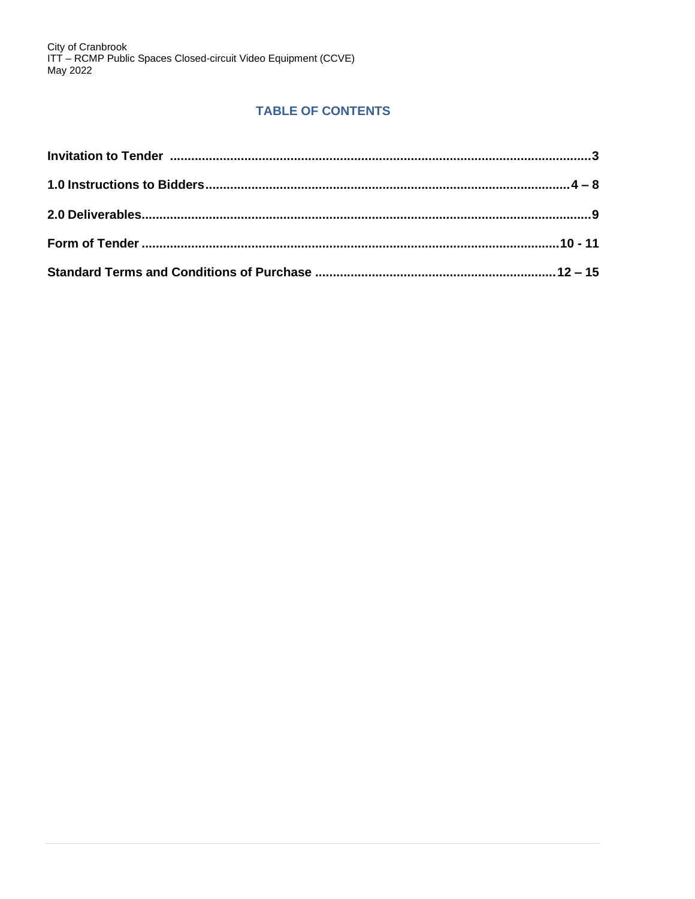## TABLE OF CONTENTS

**Invitation to Tender** .......................................................................................................................3

**1.0 Instructions to Bidders**.....................................................................................................4 – 8

**2.0 Deliverables**..........................................................................................................................9

**Form of Tender** .................................................................................................................10 - 11

**Standard Terms and Conditions of Purchase** ...................................................................12 – 15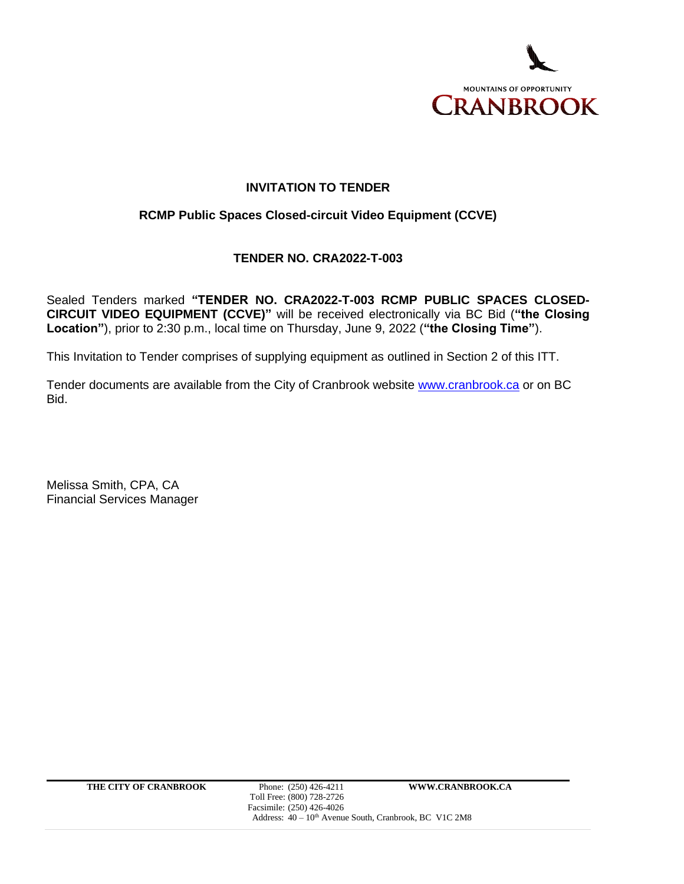MOUNTAINS OF OPPORTUNITY
CRANBROOK

## INVITATION TO TENDER

### RCMP Public Spaces Closed-circuit Video Equipment (CCVE)

### TENDER NO. CRA2022-T-003

Sealed Tenders marked **"TENDER NO. CRA2022-T-003 RCMP PUBLIC SPACES CLOSED-CIRCUIT VIDEO EQUIPMENT (CCVE)"** will be received electronically via BC Bid (**"the Closing Location"**), prior to 2:30 p.m., local time on Thursday, June 9, 2022 (**"the Closing Time"**).

This Invitation to Tender comprises of supplying equipment as outlined in Section 2 of this ITT.

Tender documents are available from the City of Cranbrook website [www.cranbrook.ca](http://www.cranbrook.ca) or on BC Bid.

Melissa Smith, CPA, CA
Financial Services Manager

**THE CITY OF CRANBROOK** Phone: (250) 426-4211 **WWW.CRANBROOK.CA**
Toll Free: (800) 728-2726
Facsimile: (250) 426-4026
Address: 40 – 10th Avenue South, Cranbrook, BC V1C 2M8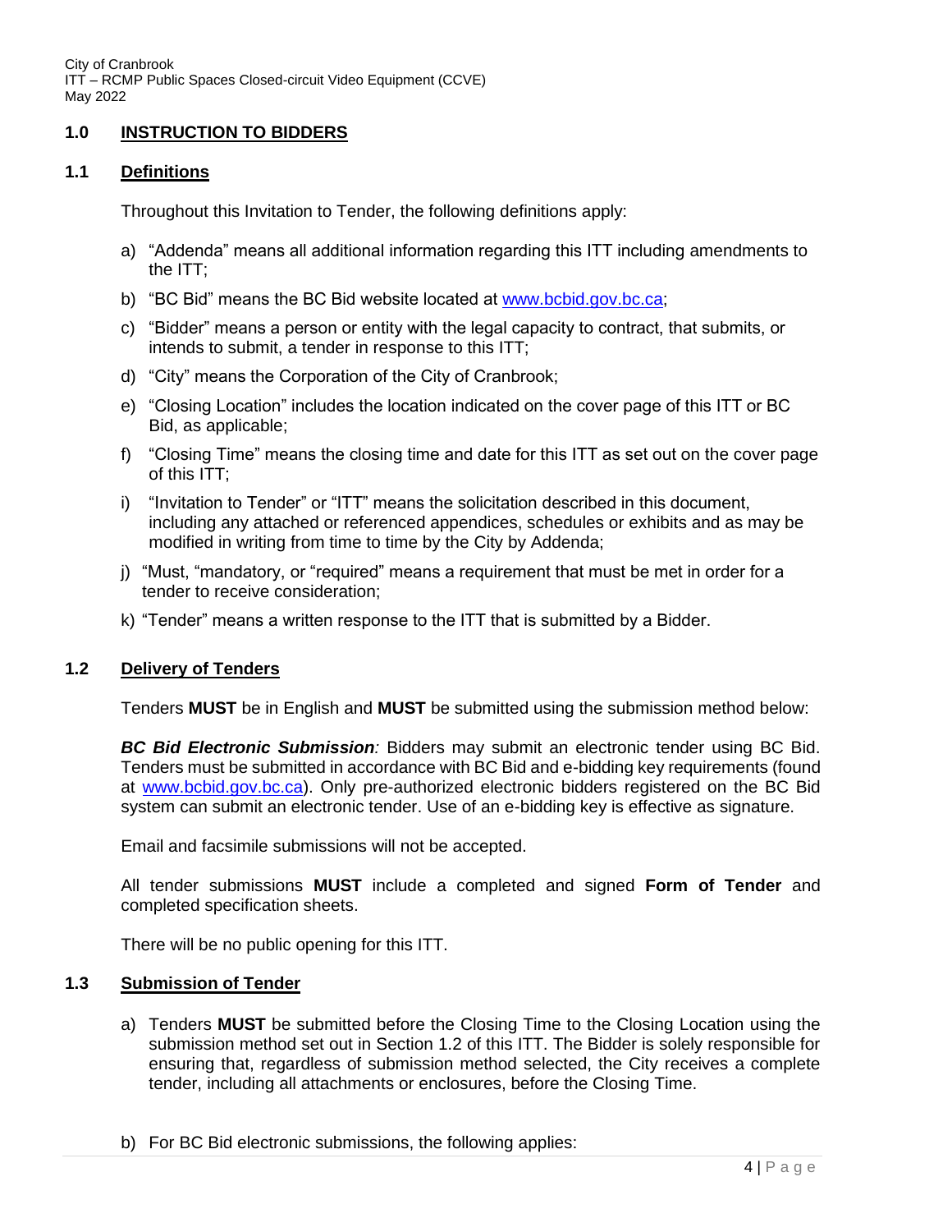## 1.0 INSTRUCTION TO BIDDERS

### 1.1 Definitions

Throughout this Invitation to Tender, the following definitions apply:

a) "Addenda" means all additional information regarding this ITT including amendments to the ITT;

b) "BC Bid" means the BC Bid website located at [www.bcbid.gov.bc.ca](http://www.bcbid.gov.bc.ca);

c) "Bidder" means a person or entity with the legal capacity to contract, that submits, or intends to submit, a tender in response to this ITT;

d) "City" means the Corporation of the City of Cranbrook;

e) "Closing Location" includes the location indicated on the cover page of this ITT or BC Bid, as applicable;

f) "Closing Time" means the closing time and date for this ITT as set out on the cover page of this ITT;

i) "Invitation to Tender" or "ITT" means the solicitation described in this document, including any attached or referenced appendices, schedules or exhibits and as may be modified in writing from time to time by the City by Addenda;

j) "Must, "mandatory, or "required" means a requirement that must be met in order for a tender to receive consideration;

k) "Tender" means a written response to the ITT that is submitted by a Bidder.

### 1.2 Delivery of Tenders

Tenders **MUST** be in English and **MUST** be submitted using the submission method below:

***BC Bid Electronic Submission**:* Bidders may submit an electronic tender using BC Bid. Tenders must be submitted in accordance with BC Bid and e-bidding key requirements (found at [www.bcbid.gov.bc.ca](http://www.bcbid.gov.bc.ca)). Only pre-authorized electronic bidders registered on the BC Bid system can submit an electronic tender. Use of an e-bidding key is effective as signature.

Email and facsimile submissions will not be accepted.

All tender submissions **MUST** include a completed and signed **Form of Tender** and completed specification sheets.

There will be no public opening for this ITT.

### 1.3 Submission of Tender

a) Tenders **MUST** be submitted before the Closing Time to the Closing Location using the submission method set out in Section 1.2 of this ITT. The Bidder is solely responsible for ensuring that, regardless of submission method selected, the City receives a complete tender, including all attachments or enclosures, before the Closing Time.

b) For BC Bid electronic submissions, the following applies: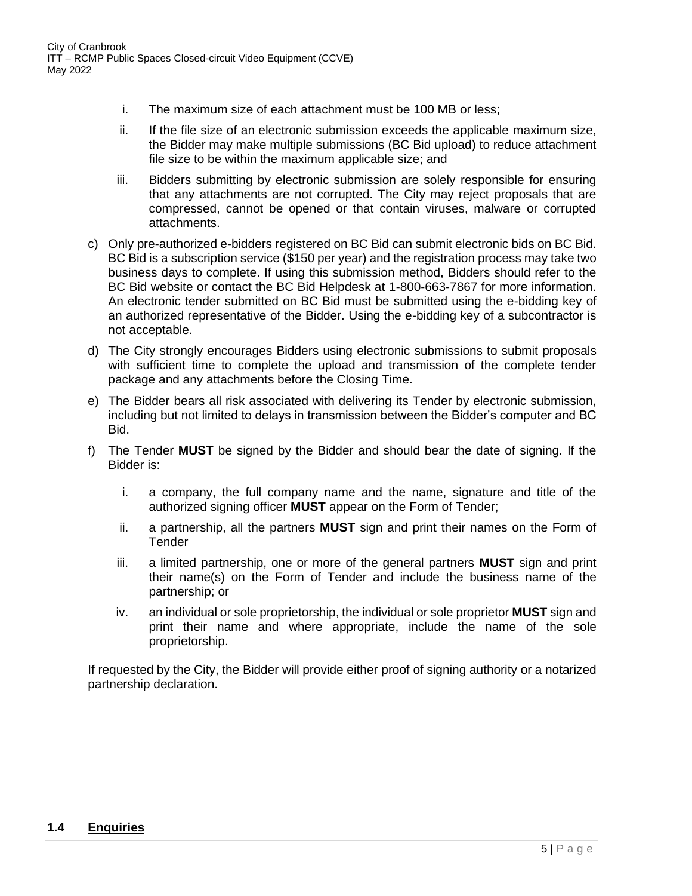i. The maximum size of each attachment must be 100 MB or less;

ii. If the file size of an electronic submission exceeds the applicable maximum size, the Bidder may make multiple submissions (BC Bid upload) to reduce attachment file size to be within the maximum applicable size; and

iii. Bidders submitting by electronic submission are solely responsible for ensuring that any attachments are not corrupted. The City may reject proposals that are compressed, cannot be opened or that contain viruses, malware or corrupted attachments.

c) Only pre-authorized e-bidders registered on BC Bid can submit electronic bids on BC Bid. BC Bid is a subscription service ($150 per year) and the registration process may take two business days to complete. If using this submission method, Bidders should refer to the BC Bid website or contact the BC Bid Helpdesk at 1-800-663-7867 for more information. An electronic tender submitted on BC Bid must be submitted using the e-bidding key of an authorized representative of the Bidder. Using the e-bidding key of a subcontractor is not acceptable.

d) The City strongly encourages Bidders using electronic submissions to submit proposals with sufficient time to complete the upload and transmission of the complete tender package and any attachments before the Closing Time.

e) The Bidder bears all risk associated with delivering its Tender by electronic submission, including but not limited to delays in transmission between the Bidder's computer and BC Bid.

f) The Tender **MUST** be signed by the Bidder and should bear the date of signing. If the Bidder is:

i. a company, the full company name and the name, signature and title of the authorized signing officer **MUST** appear on the Form of Tender;

ii. a partnership, all the partners **MUST** sign and print their names on the Form of Tender

iii. a limited partnership, one or more of the general partners **MUST** sign and print their name(s) on the Form of Tender and include the business name of the partnership; or

iv. an individual or sole proprietorship, the individual or sole proprietor **MUST** sign and print their name and where appropriate, include the name of the sole proprietorship.

If requested by the City, the Bidder will provide either proof of signing authority or a notarized partnership declaration.

## 1.4 Enquiries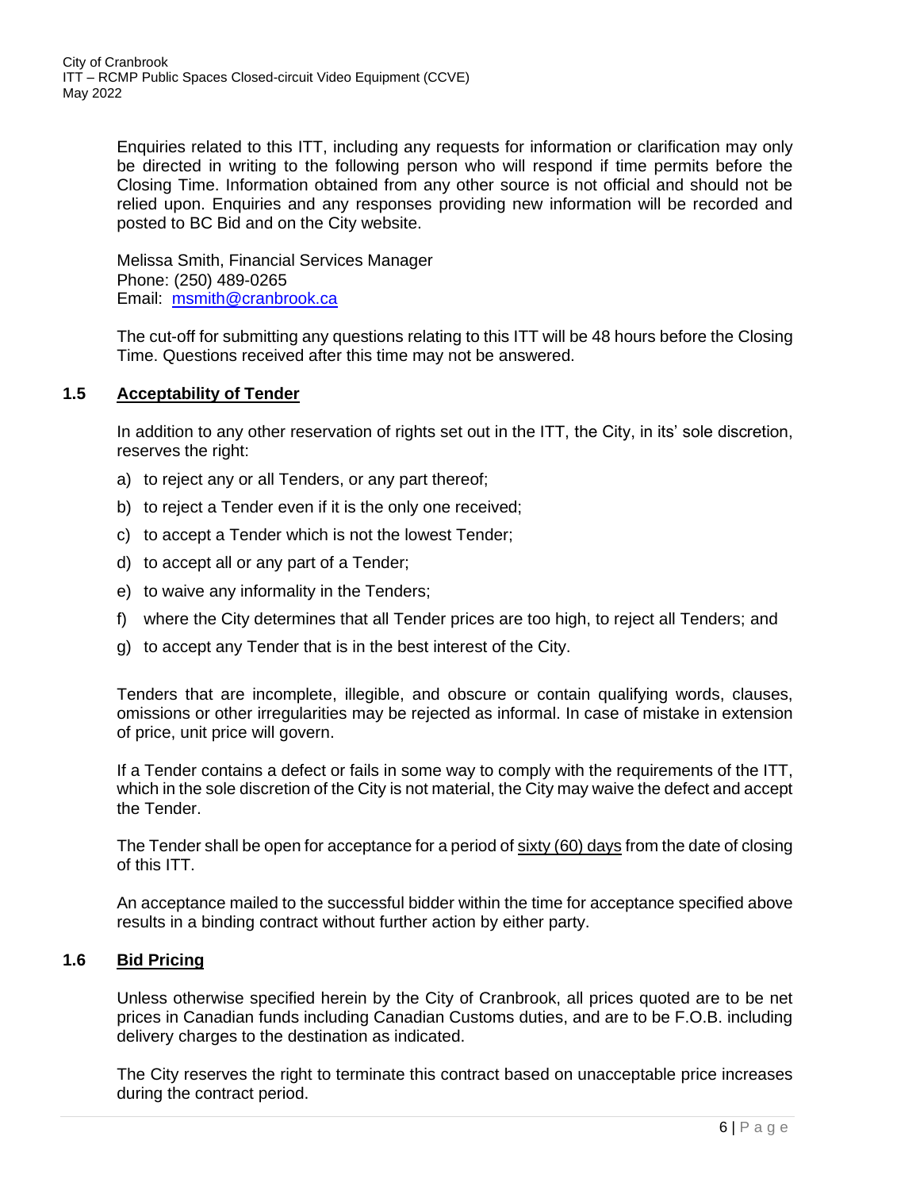Enquiries related to this ITT, including any requests for information or clarification may only be directed in writing to the following person who will respond if time permits before the Closing Time. Information obtained from any other source is not official and should not be relied upon. Enquiries and any responses providing new information will be recorded and posted to BC Bid and on the City website.

Melissa Smith, Financial Services Manager
Phone: (250) 489-0265
Email: [msmith@cranbrook.ca](mailto:msmith@cranbrook.ca)

The cut-off for submitting any questions relating to this ITT will be 48 hours before the Closing Time. Questions received after this time may not be answered.

## 1.5 Acceptability of Tender

In addition to any other reservation of rights set out in the ITT, the City, in its' sole discretion, reserves the right:

a) to reject any or all Tenders, or any part thereof;
b) to reject a Tender even if it is the only one received;
c) to accept a Tender which is not the lowest Tender;
d) to accept all or any part of a Tender;
e) to waive any informality in the Tenders;
f) where the City determines that all Tender prices are too high, to reject all Tenders; and
g) to accept any Tender that is in the best interest of the City.

Tenders that are incomplete, illegible, and obscure or contain qualifying words, clauses, omissions or other irregularities may be rejected as informal. In case of mistake in extension of price, unit price will govern.

If a Tender contains a defect or fails in some way to comply with the requirements of the ITT, which in the sole discretion of the City is not material, the City may waive the defect and accept the Tender.

The Tender shall be open for acceptance for a period of sixty (60) days from the date of closing of this ITT.

An acceptance mailed to the successful bidder within the time for acceptance specified above results in a binding contract without further action by either party.

## 1.6 Bid Pricing

Unless otherwise specified herein by the City of Cranbrook, all prices quoted are to be net prices in Canadian funds including Canadian Customs duties, and are to be F.O.B. including delivery charges to the destination as indicated.

The City reserves the right to terminate this contract based on unacceptable price increases during the contract period.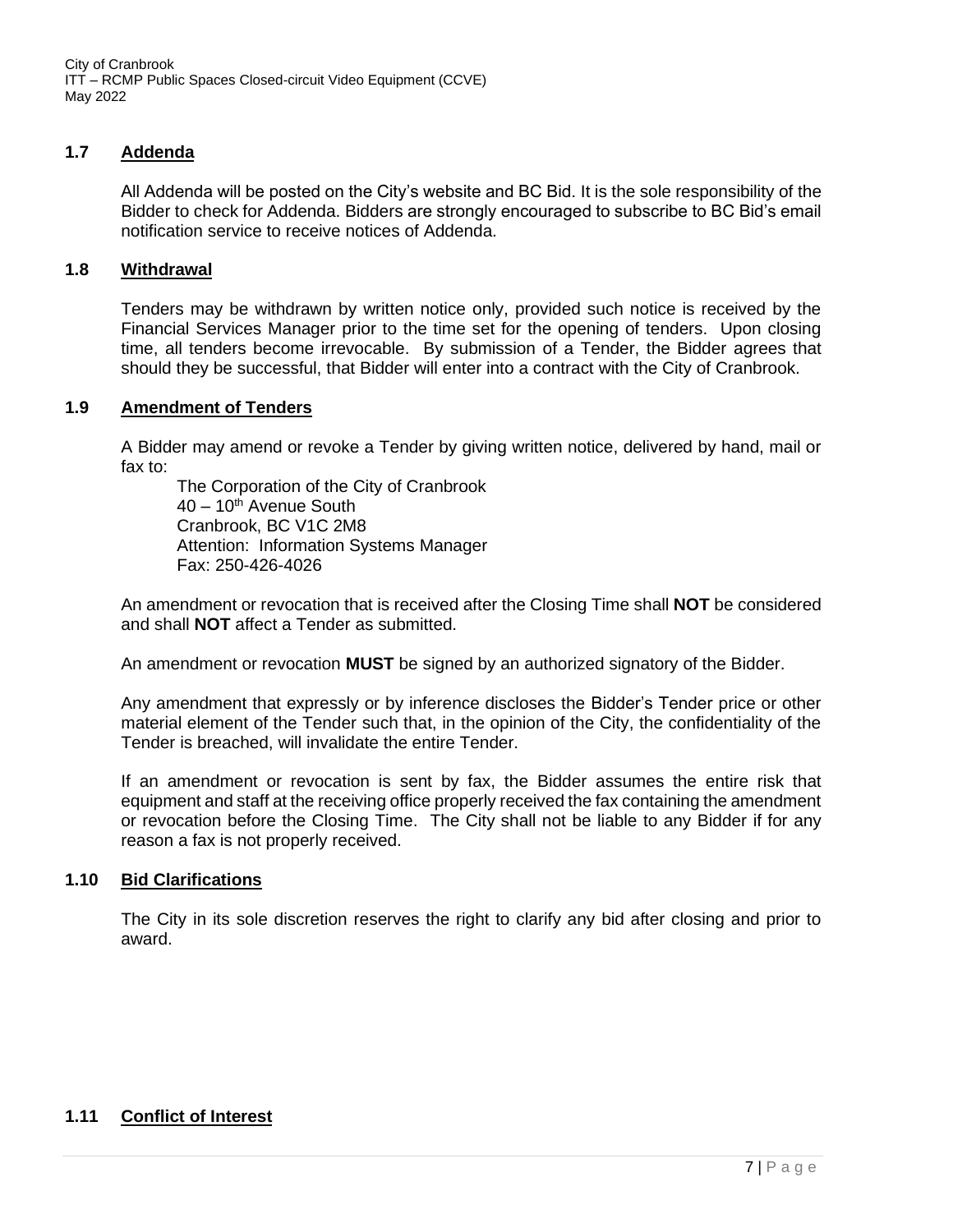## 1.7 Addenda

All Addenda will be posted on the City's website and BC Bid. It is the sole responsibility of the Bidder to check for Addenda. Bidders are strongly encouraged to subscribe to BC Bid's email notification service to receive notices of Addenda.

## 1.8 Withdrawal

Tenders may be withdrawn by written notice only, provided such notice is received by the Financial Services Manager prior to the time set for the opening of tenders. Upon closing time, all tenders become irrevocable. By submission of a Tender, the Bidder agrees that should they be successful, that Bidder will enter into a contract with the City of Cranbrook.

## 1.9 Amendment of Tenders

A Bidder may amend or revoke a Tender by giving written notice, delivered by hand, mail or fax to:

The Corporation of the City of Cranbrook
40 – 10th Avenue South
Cranbrook, BC V1C 2M8
Attention: Information Systems Manager
Fax: 250-426-4026

An amendment or revocation that is received after the Closing Time shall **NOT** be considered and shall **NOT** affect a Tender as submitted.

An amendment or revocation **MUST** be signed by an authorized signatory of the Bidder.

Any amendment that expressly or by inference discloses the Bidder's Tender price or other material element of the Tender such that, in the opinion of the City, the confidentiality of the Tender is breached, will invalidate the entire Tender.

If an amendment or revocation is sent by fax, the Bidder assumes the entire risk that equipment and staff at the receiving office properly received the fax containing the amendment or revocation before the Closing Time. The City shall not be liable to any Bidder if for any reason a fax is not properly received.

## 1.10 Bid Clarifications

The City in its sole discretion reserves the right to clarify any bid after closing and prior to award.

## 1.11 Conflict of Interest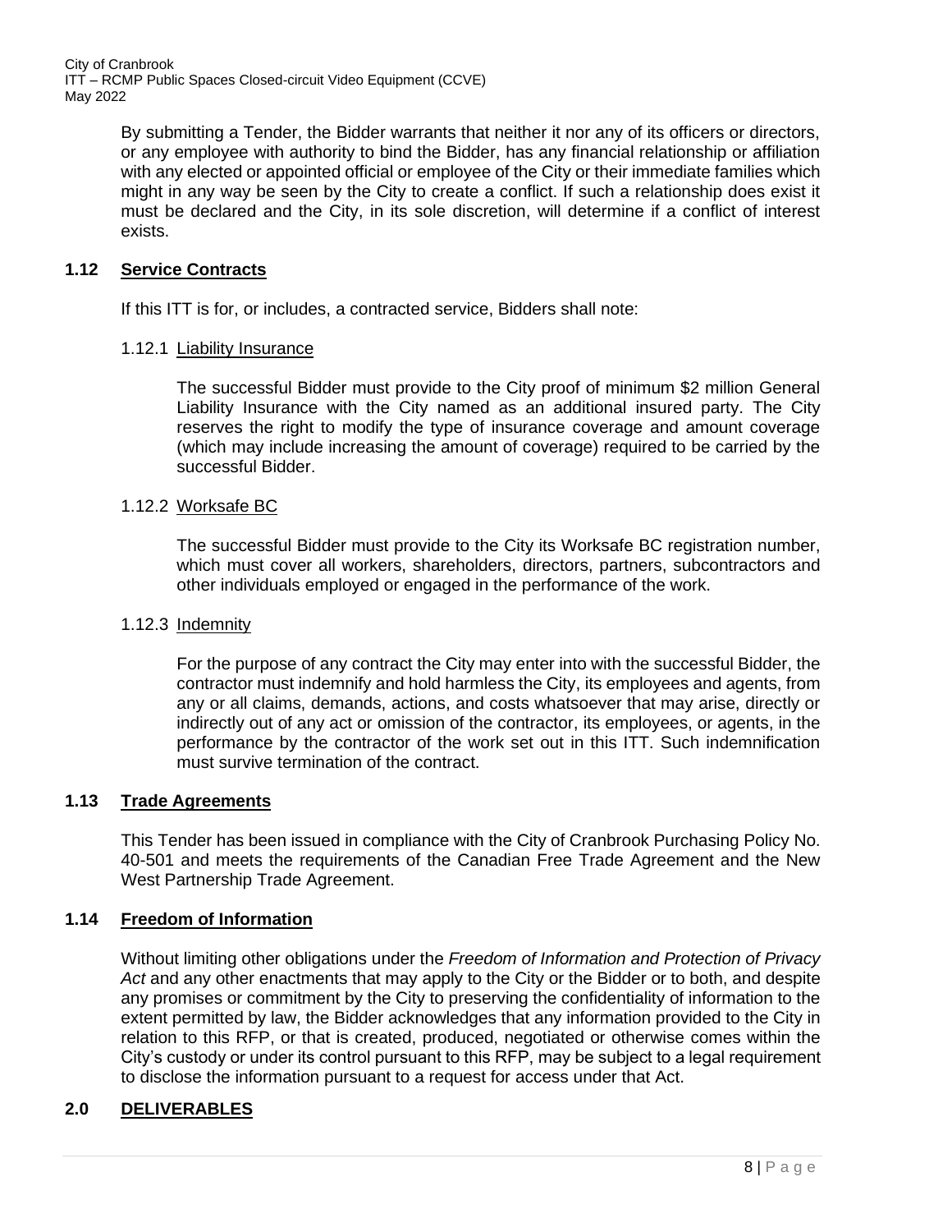By submitting a Tender, the Bidder warrants that neither it nor any of its officers or directors, or any employee with authority to bind the Bidder, has any financial relationship or affiliation with any elected or appointed official or employee of the City or their immediate families which might in any way be seen by the City to create a conflict. If such a relationship does exist it must be declared and the City, in its sole discretion, will determine if a conflict of interest exists.

## 1.12 Service Contracts

If this ITT is for, or includes, a contracted service, Bidders shall note:

### 1.12.1 Liability Insurance

The successful Bidder must provide to the City proof of minimum $2 million General Liability Insurance with the City named as an additional insured party. The City reserves the right to modify the type of insurance coverage and amount coverage (which may include increasing the amount of coverage) required to be carried by the successful Bidder.

### 1.12.2 Worksafe BC

The successful Bidder must provide to the City its Worksafe BC registration number, which must cover all workers, shareholders, directors, partners, subcontractors and other individuals employed or engaged in the performance of the work.

### 1.12.3 Indemnity

For the purpose of any contract the City may enter into with the successful Bidder, the contractor must indemnify and hold harmless the City, its employees and agents, from any or all claims, demands, actions, and costs whatsoever that may arise, directly or indirectly out of any act or omission of the contractor, its employees, or agents, in the performance by the contractor of the work set out in this ITT. Such indemnification must survive termination of the contract.

## 1.13 Trade Agreements

This Tender has been issued in compliance with the City of Cranbrook Purchasing Policy No. 40-501 and meets the requirements of the Canadian Free Trade Agreement and the New West Partnership Trade Agreement.

## 1.14 Freedom of Information

Without limiting other obligations under the *Freedom of Information and Protection of Privacy Act* and any other enactments that may apply to the City or the Bidder or to both, and despite any promises or commitment by the City to preserving the confidentiality of information to the extent permitted by law, the Bidder acknowledges that any information provided to the City in relation to this RFP, or that is created, produced, negotiated or otherwise comes within the City's custody or under its control pursuant to this RFP, may be subject to a legal requirement to disclose the information pursuant to a request for access under that Act.

# 2.0 DELIVERABLES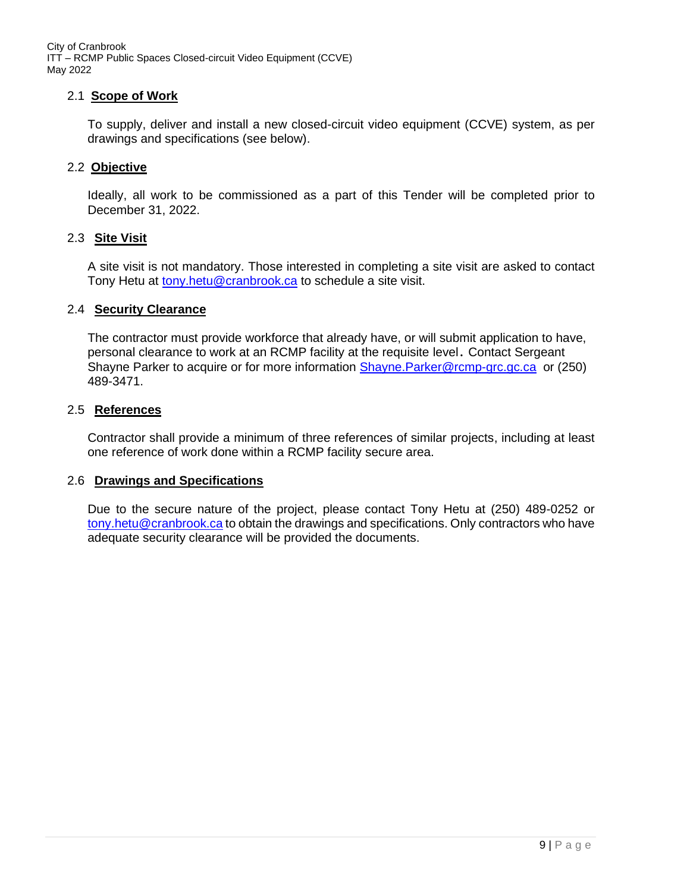## 2.1 Scope of Work

To supply, deliver and install a new closed-circuit video equipment (CCVE) system, as per drawings and specifications (see below).

## 2.2 Objective

Ideally, all work to be commissioned as a part of this Tender will be completed prior to December 31, 2022.

## 2.3 Site Visit

A site visit is not mandatory. Those interested in completing a site visit are asked to contact Tony Hetu at tony.hetu@cranbrook.ca to schedule a site visit.

## 2.4 Security Clearance

The contractor must provide workforce that already have, or will submit application to have, personal clearance to work at an RCMP facility at the requisite level. Contact Sergeant Shayne Parker to acquire or for more information Shayne.Parker@rcmp-grc.gc.ca or (250) 489-3471.

## 2.5 References

Contractor shall provide a minimum of three references of similar projects, including at least one reference of work done within a RCMP facility secure area.

## 2.6 Drawings and Specifications

Due to the secure nature of the project, please contact Tony Hetu at (250) 489-0252 or tony.hetu@cranbrook.ca to obtain the drawings and specifications. Only contractors who have adequate security clearance will be provided the documents.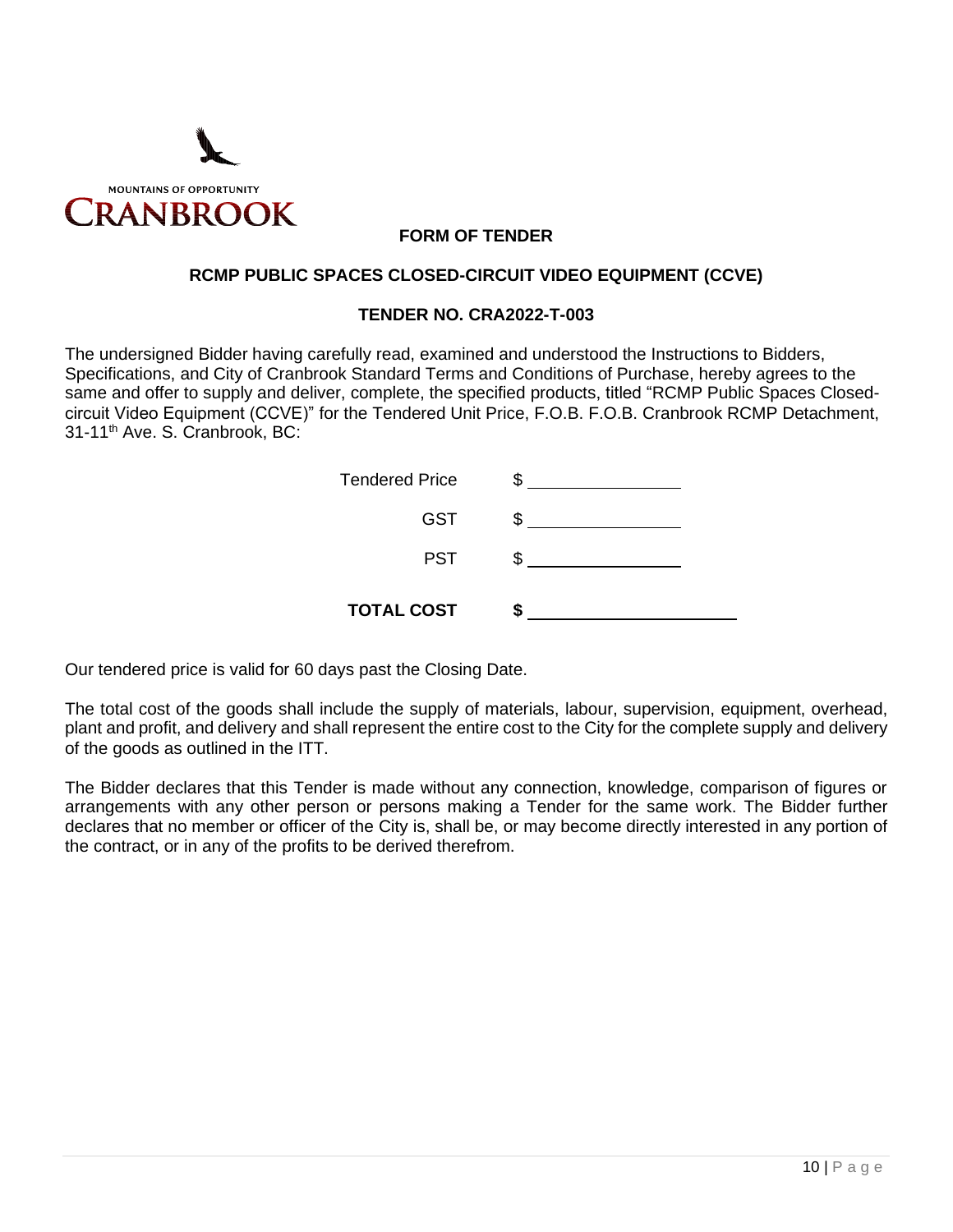MOUNTAINS OF OPPORTUNITY

CRANBROOK

## FORM OF TENDER

## RCMP PUBLIC SPACES CLOSED-CIRCUIT VIDEO EQUIPMENT (CCVE)

## TENDER NO. CRA2022-T-003

The undersigned Bidder having carefully read, examined and understood the Instructions to Bidders, Specifications, and City of Cranbrook Standard Terms and Conditions of Purchase, hereby agrees to the same and offer to supply and deliver, complete, the specified products, titled "RCMP Public Spaces Closed-circuit Video Equipment (CCVE)" for the Tendered Unit Price, F.O.B. F.O.B. Cranbrook RCMP Detachment, 31-11th Ave. S. Cranbrook, BC:

| | |
|---|---|
| Tendered Price | $ ______________ |
| GST | $ ______________ |
| PST | $ ______________ |
| **TOTAL COST** | **$ ____________________** |

Our tendered price is valid for 60 days past the Closing Date.

The total cost of the goods shall include the supply of materials, labour, supervision, equipment, overhead, plant and profit, and delivery and shall represent the entire cost to the City for the complete supply and delivery of the goods as outlined in the ITT.

The Bidder declares that this Tender is made without any connection, knowledge, comparison of figures or arrangements with any other person or persons making a Tender for the same work. The Bidder further declares that no member or officer of the City is, shall be, or may become directly interested in any portion of the contract, or in any of the profits to be derived therefrom.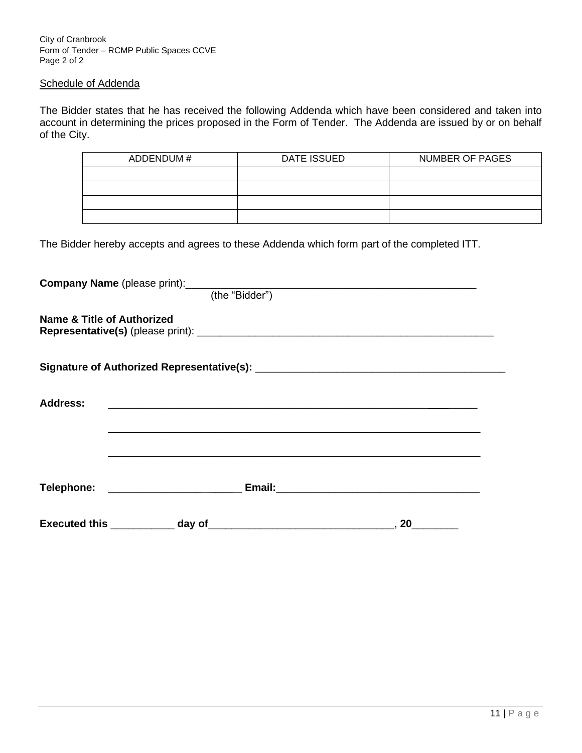Schedule of Addenda

The Bidder states that he has received the following Addenda which have been considered and taken into account in determining the prices proposed in the Form of Tender. The Addenda are issued by or on behalf of the City.

| ADDENDUM # | DATE ISSUED | NUMBER OF PAGES |
| --- | --- | --- |
| | | |
| | | |
| | | |
| | | |

The Bidder hereby accepts and agrees to these Addenda which form part of the completed ITT.

**Company Name** (please print):_____________________________________________________
(the "Bidder")

**Name & Title of Authorized Representative(s)** (please print): _____________________________________________________

**Signature of Authorized Representative(s):** _____________________________________________

**Address:** ___________________________________________________________________

___________________________________________________________________

___________________________________________________________________

**Telephone:** _______________________ **Email:**___________________________________

**Executed this** ___________ **day of**________________________________, **20**________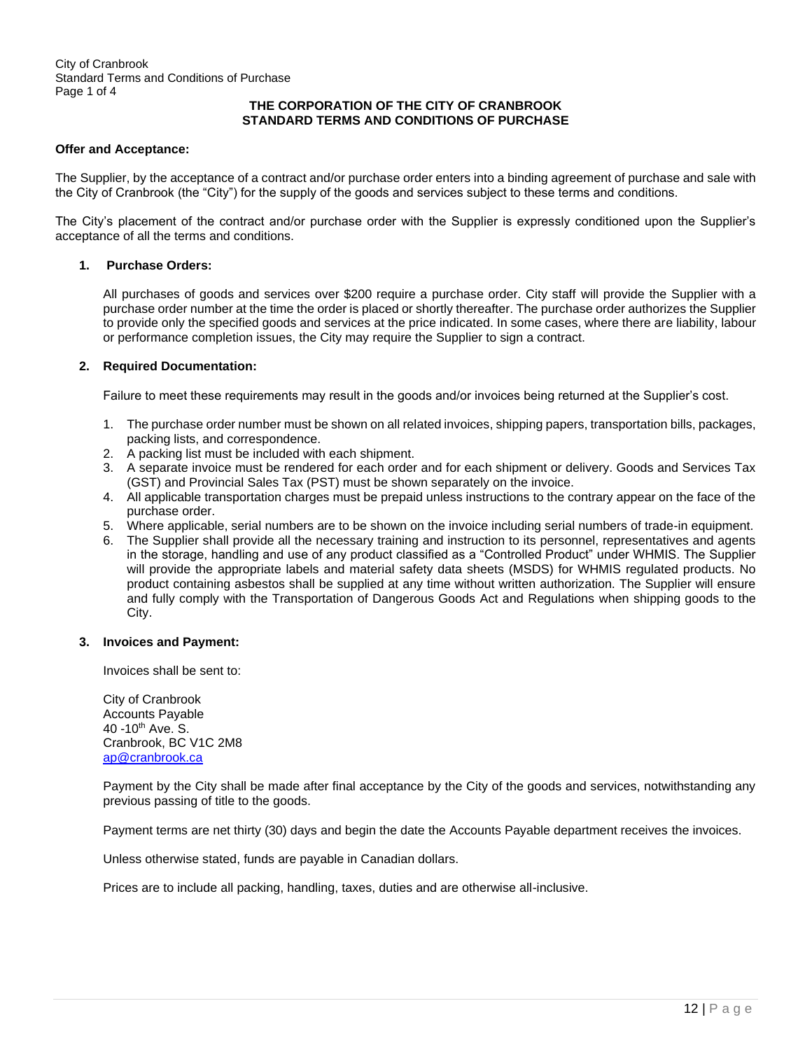**THE CORPORATION OF THE CITY OF CRANBROOK**
**STANDARD TERMS AND CONDITIONS OF PURCHASE**

**Offer and Acceptance:**

The Supplier, by the acceptance of a contract and/or purchase order enters into a binding agreement of purchase and sale with the City of Cranbrook (the "City") for the supply of the goods and services subject to these terms and conditions.

The City's placement of the contract and/or purchase order with the Supplier is expressly conditioned upon the Supplier's acceptance of all the terms and conditions.

**1. Purchase Orders:**

All purchases of goods and services over $200 require a purchase order. City staff will provide the Supplier with a purchase order number at the time the order is placed or shortly thereafter. The purchase order authorizes the Supplier to provide only the specified goods and services at the price indicated. In some cases, where there are liability, labour or performance completion issues, the City may require the Supplier to sign a contract.

**2. Required Documentation:**

Failure to meet these requirements may result in the goods and/or invoices being returned at the Supplier's cost.

1. The purchase order number must be shown on all related invoices, shipping papers, transportation bills, packages, packing lists, and correspondence.
2. A packing list must be included with each shipment.
3. A separate invoice must be rendered for each order and for each shipment or delivery. Goods and Services Tax (GST) and Provincial Sales Tax (PST) must be shown separately on the invoice.
4. All applicable transportation charges must be prepaid unless instructions to the contrary appear on the face of the purchase order.
5. Where applicable, serial numbers are to be shown on the invoice including serial numbers of trade-in equipment.
6. The Supplier shall provide all the necessary training and instruction to its personnel, representatives and agents in the storage, handling and use of any product classified as a "Controlled Product" under WHMIS. The Supplier will provide the appropriate labels and material safety data sheets (MSDS) for WHMIS regulated products. No product containing asbestos shall be supplied at any time without written authorization. The Supplier will ensure and fully comply with the Transportation of Dangerous Goods Act and Regulations when shipping goods to the City.

**3. Invoices and Payment:**

Invoices shall be sent to:

City of Cranbrook
Accounts Payable
40 -10th Ave. S.
Cranbrook, BC V1C 2M8
ap@cranbrook.ca

Payment by the City shall be made after final acceptance by the City of the goods and services, notwithstanding any previous passing of title to the goods.

Payment terms are net thirty (30) days and begin the date the Accounts Payable department receives the invoices.

Unless otherwise stated, funds are payable in Canadian dollars.

Prices are to include all packing, handling, taxes, duties and are otherwise all-inclusive.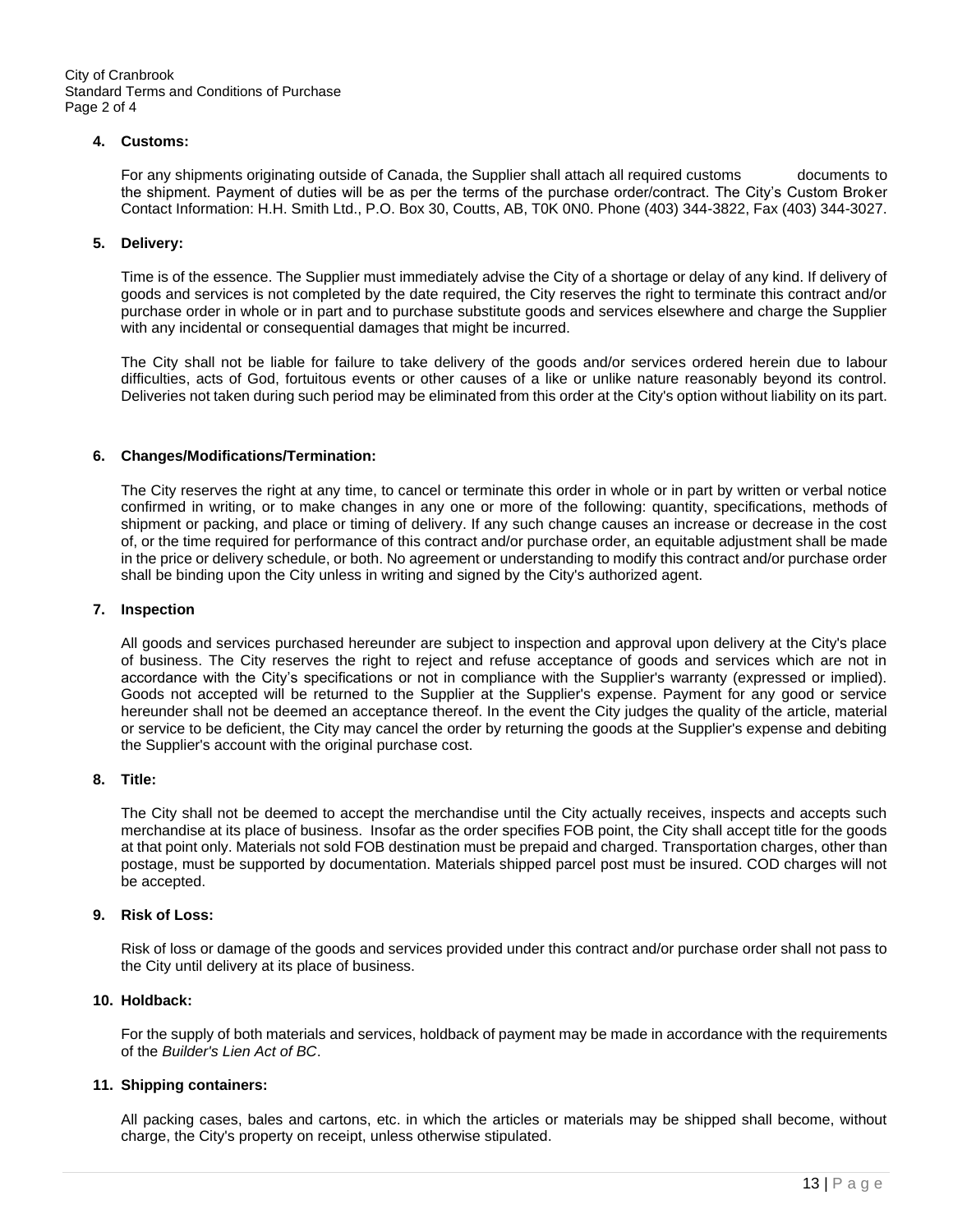**4. Customs:**

For any shipments originating outside of Canada, the Supplier shall attach all required customs documents to the shipment. Payment of duties will be as per the terms of the purchase order/contract. The City's Custom Broker Contact Information: H.H. Smith Ltd., P.O. Box 30, Coutts, AB, T0K 0N0. Phone (403) 344-3822, Fax (403) 344-3027.

**5. Delivery:**

Time is of the essence. The Supplier must immediately advise the City of a shortage or delay of any kind. If delivery of goods and services is not completed by the date required, the City reserves the right to terminate this contract and/or purchase order in whole or in part and to purchase substitute goods and services elsewhere and charge the Supplier with any incidental or consequential damages that might be incurred.

The City shall not be liable for failure to take delivery of the goods and/or services ordered herein due to labour difficulties, acts of God, fortuitous events or other causes of a like or unlike nature reasonably beyond its control. Deliveries not taken during such period may be eliminated from this order at the City's option without liability on its part.

**6. Changes/Modifications/Termination:**

The City reserves the right at any time, to cancel or terminate this order in whole or in part by written or verbal notice confirmed in writing, or to make changes in any one or more of the following: quantity, specifications, methods of shipment or packing, and place or timing of delivery. If any such change causes an increase or decrease in the cost of, or the time required for performance of this contract and/or purchase order, an equitable adjustment shall be made in the price or delivery schedule, or both. No agreement or understanding to modify this contract and/or purchase order shall be binding upon the City unless in writing and signed by the City's authorized agent.

**7. Inspection**

All goods and services purchased hereunder are subject to inspection and approval upon delivery at the City's place of business. The City reserves the right to reject and refuse acceptance of goods and services which are not in accordance with the City's specifications or not in compliance with the Supplier's warranty (expressed or implied). Goods not accepted will be returned to the Supplier at the Supplier's expense. Payment for any good or service hereunder shall not be deemed an acceptance thereof. In the event the City judges the quality of the article, material or service to be deficient, the City may cancel the order by returning the goods at the Supplier's expense and debiting the Supplier's account with the original purchase cost.

**8. Title:**

The City shall not be deemed to accept the merchandise until the City actually receives, inspects and accepts such merchandise at its place of business. Insofar as the order specifies FOB point, the City shall accept title for the goods at that point only. Materials not sold FOB destination must be prepaid and charged. Transportation charges, other than postage, must be supported by documentation. Materials shipped parcel post must be insured. COD charges will not be accepted.

**9. Risk of Loss:**

Risk of loss or damage of the goods and services provided under this contract and/or purchase order shall not pass to the City until delivery at its place of business.

**10. Holdback:**

For the supply of both materials and services, holdback of payment may be made in accordance with the requirements of the *Builder's Lien Act of BC*.

**11. Shipping containers:**

All packing cases, bales and cartons, etc. in which the articles or materials may be shipped shall become, without charge, the City's property on receipt, unless otherwise stipulated.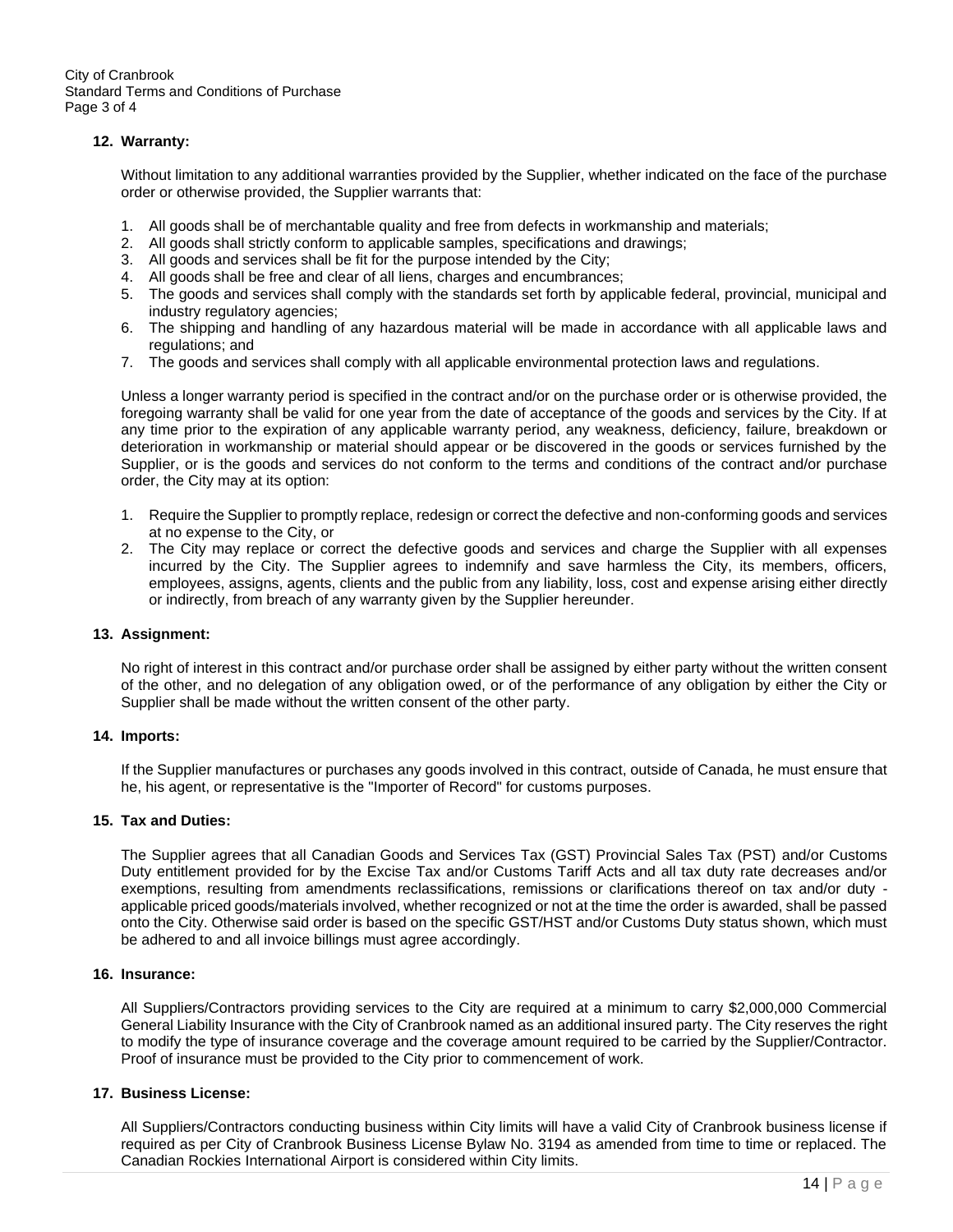## 12. Warranty:

Without limitation to any additional warranties provided by the Supplier, whether indicated on the face of the purchase order or otherwise provided, the Supplier warrants that:

1. All goods shall be of merchantable quality and free from defects in workmanship and materials;
2. All goods shall strictly conform to applicable samples, specifications and drawings;
3. All goods and services shall be fit for the purpose intended by the City;
4. All goods shall be free and clear of all liens, charges and encumbrances;
5. The goods and services shall comply with the standards set forth by applicable federal, provincial, municipal and industry regulatory agencies;
6. The shipping and handling of any hazardous material will be made in accordance with all applicable laws and regulations; and
7. The goods and services shall comply with all applicable environmental protection laws and regulations.

Unless a longer warranty period is specified in the contract and/or on the purchase order or is otherwise provided, the foregoing warranty shall be valid for one year from the date of acceptance of the goods and services by the City. If at any time prior to the expiration of any applicable warranty period, any weakness, deficiency, failure, breakdown or deterioration in workmanship or material should appear or be discovered in the goods or services furnished by the Supplier, or is the goods and services do not conform to the terms and conditions of the contract and/or purchase order, the City may at its option:

1. Require the Supplier to promptly replace, redesign or correct the defective and non-conforming goods and services at no expense to the City, or
2. The City may replace or correct the defective goods and services and charge the Supplier with all expenses incurred by the City. The Supplier agrees to indemnify and save harmless the City, its members, officers, employees, assigns, agents, clients and the public from any liability, loss, cost and expense arising either directly or indirectly, from breach of any warranty given by the Supplier hereunder.

## 13. Assignment:

No right of interest in this contract and/or purchase order shall be assigned by either party without the written consent of the other, and no delegation of any obligation owed, or of the performance of any obligation by either the City or Supplier shall be made without the written consent of the other party.

## 14. Imports:

If the Supplier manufactures or purchases any goods involved in this contract, outside of Canada, he must ensure that he, his agent, or representative is the "Importer of Record" for customs purposes.

## 15. Tax and Duties:

The Supplier agrees that all Canadian Goods and Services Tax (GST) Provincial Sales Tax (PST) and/or Customs Duty entitlement provided for by the Excise Tax and/or Customs Tariff Acts and all tax duty rate decreases and/or exemptions, resulting from amendments reclassifications, remissions or clarifications thereof on tax and/or duty - applicable priced goods/materials involved, whether recognized or not at the time the order is awarded, shall be passed onto the City. Otherwise said order is based on the specific GST/HST and/or Customs Duty status shown, which must be adhered to and all invoice billings must agree accordingly.

## 16. Insurance:

All Suppliers/Contractors providing services to the City are required at a minimum to carry $2,000,000 Commercial General Liability Insurance with the City of Cranbrook named as an additional insured party. The City reserves the right to modify the type of insurance coverage and the coverage amount required to be carried by the Supplier/Contractor. Proof of insurance must be provided to the City prior to commencement of work.

## 17. Business License:

All Suppliers/Contractors conducting business within City limits will have a valid City of Cranbrook business license if required as per City of Cranbrook Business License Bylaw No. 3194 as amended from time to time or replaced. The Canadian Rockies International Airport is considered within City limits.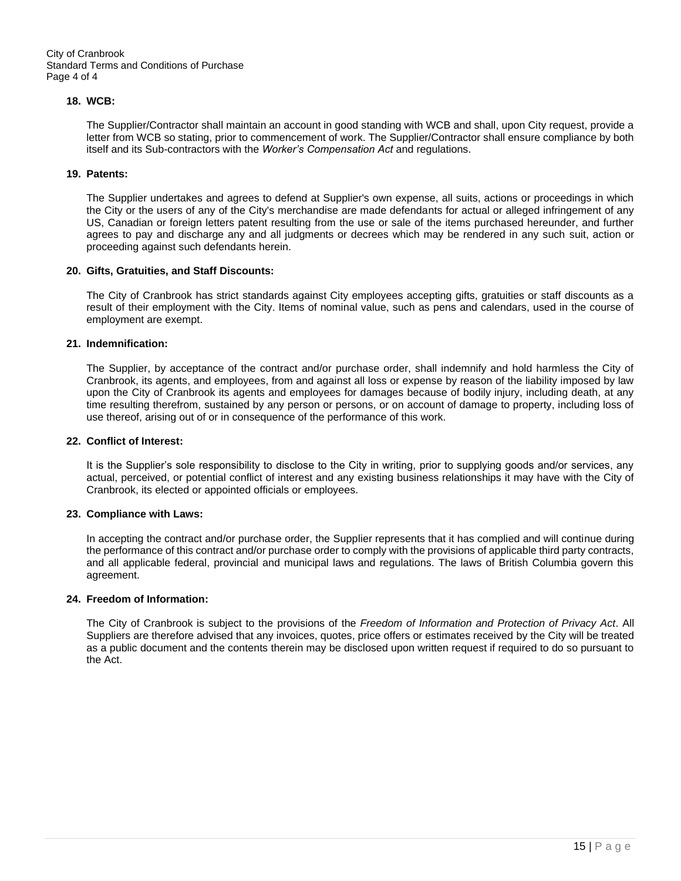**18. WCB:**

The Supplier/Contractor shall maintain an account in good standing with WCB and shall, upon City request, provide a letter from WCB so stating, prior to commencement of work. The Supplier/Contractor shall ensure compliance by both itself and its Sub-contractors with the *Worker's Compensation Act* and regulations.

**19. Patents:**

The Supplier undertakes and agrees to defend at Supplier's own expense, all suits, actions or proceedings in which the City or the users of any of the City's merchandise are made defendants for actual or alleged infringement of any US, Canadian or foreign letters patent resulting from the use or sale of the items purchased hereunder, and further agrees to pay and discharge any and all judgments or decrees which may be rendered in any such suit, action or proceeding against such defendants herein.

**20. Gifts, Gratuities, and Staff Discounts:**

The City of Cranbrook has strict standards against City employees accepting gifts, gratuities or staff discounts as a result of their employment with the City. Items of nominal value, such as pens and calendars, used in the course of employment are exempt.

**21. Indemnification:**

The Supplier, by acceptance of the contract and/or purchase order, shall indemnify and hold harmless the City of Cranbrook, its agents, and employees, from and against all loss or expense by reason of the liability imposed by law upon the City of Cranbrook its agents and employees for damages because of bodily injury, including death, at any time resulting therefrom, sustained by any person or persons, or on account of damage to property, including loss of use thereof, arising out of or in consequence of the performance of this work.

**22. Conflict of Interest:**

It is the Supplier's sole responsibility to disclose to the City in writing, prior to supplying goods and/or services, any actual, perceived, or potential conflict of interest and any existing business relationships it may have with the City of Cranbrook, its elected or appointed officials or employees.

**23. Compliance with Laws:**

In accepting the contract and/or purchase order, the Supplier represents that it has complied and will continue during the performance of this contract and/or purchase order to comply with the provisions of applicable third party contracts, and all applicable federal, provincial and municipal laws and regulations. The laws of British Columbia govern this agreement.

**24. Freedom of Information:**

The City of Cranbrook is subject to the provisions of the *Freedom of Information and Protection of Privacy Act*. All Suppliers are therefore advised that any invoices, quotes, price offers or estimates received by the City will be treated as a public document and the contents therein may be disclosed upon written request if required to do so pursuant to the Act.